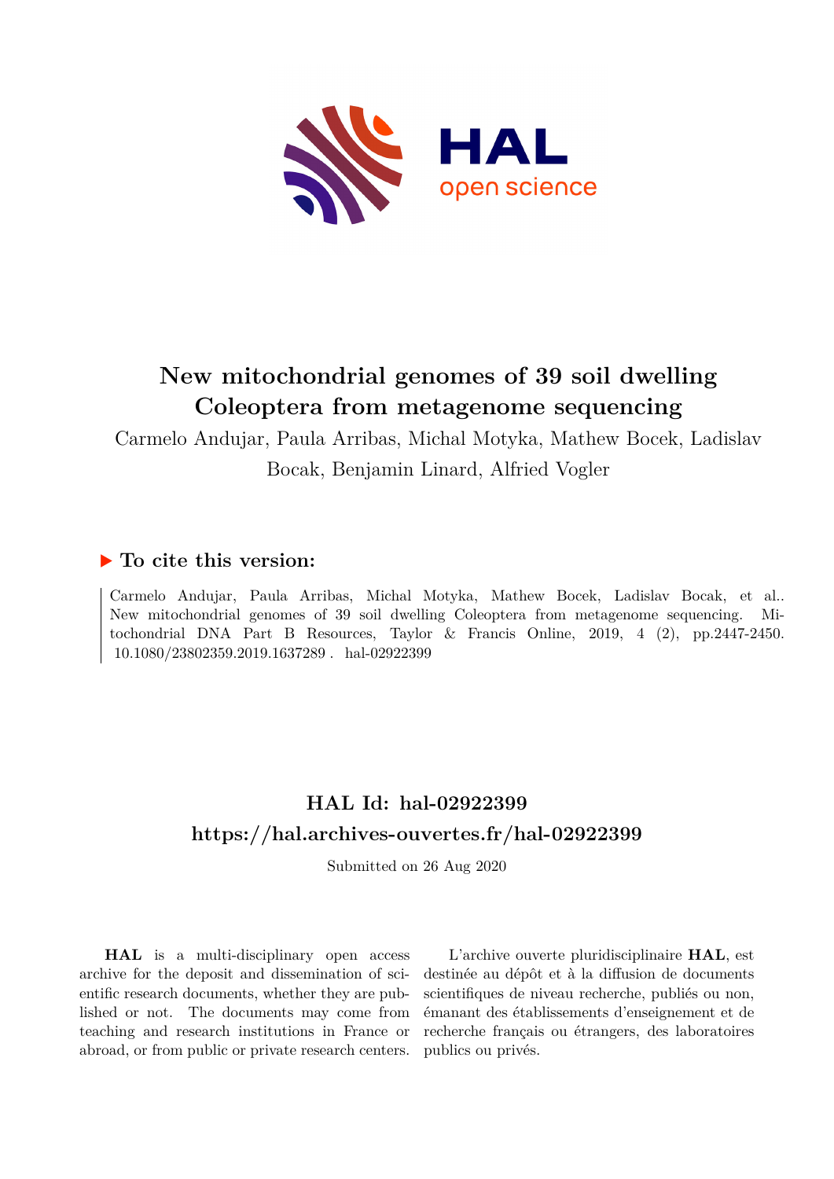# New mitochondrial genomes of 39 soil dwelling Coleoptera from metagenome sequencing

Carmelo Andujar, Paula Arribas, Michal Motyka, Mathew Bocek, Ladislav Bocak, Benjamin Linard, Alfried Vogler

## ▶ To cite this version:

Carmelo Andujar, Paula Arribas, Michal Motyka, Mathew Bocek, Ladislav Bocak, et al.. New mitochondrial genomes of 39 soil dwelling Coleoptera from metagenome sequencing. Mitochondrial DNA Part B Resources, Taylor & Francis Online, 2019, 4 (2), pp.2447-2450. 10.1080/23802359.2019.1637289 . hal-02922399

## HAL Id: hal-02922399

## https://hal.archives-ouvertes.fr/hal-02922399

Submitted on 26 Aug 2020

**HAL** is a multi-disciplinary open access archive for the deposit and dissemination of scientific research documents, whether they are published or not. The documents may come from teaching and research institutions in France or abroad, or from public or private research centers.

L'archive ouverte pluridisciplinaire **HAL**, est destinée au dépôt et à la diffusion de documents scientifiques de niveau recherche, publiés ou non, émanant des établissements d'enseignement et de recherche français ou étrangers, des laboratoires publics ou privés.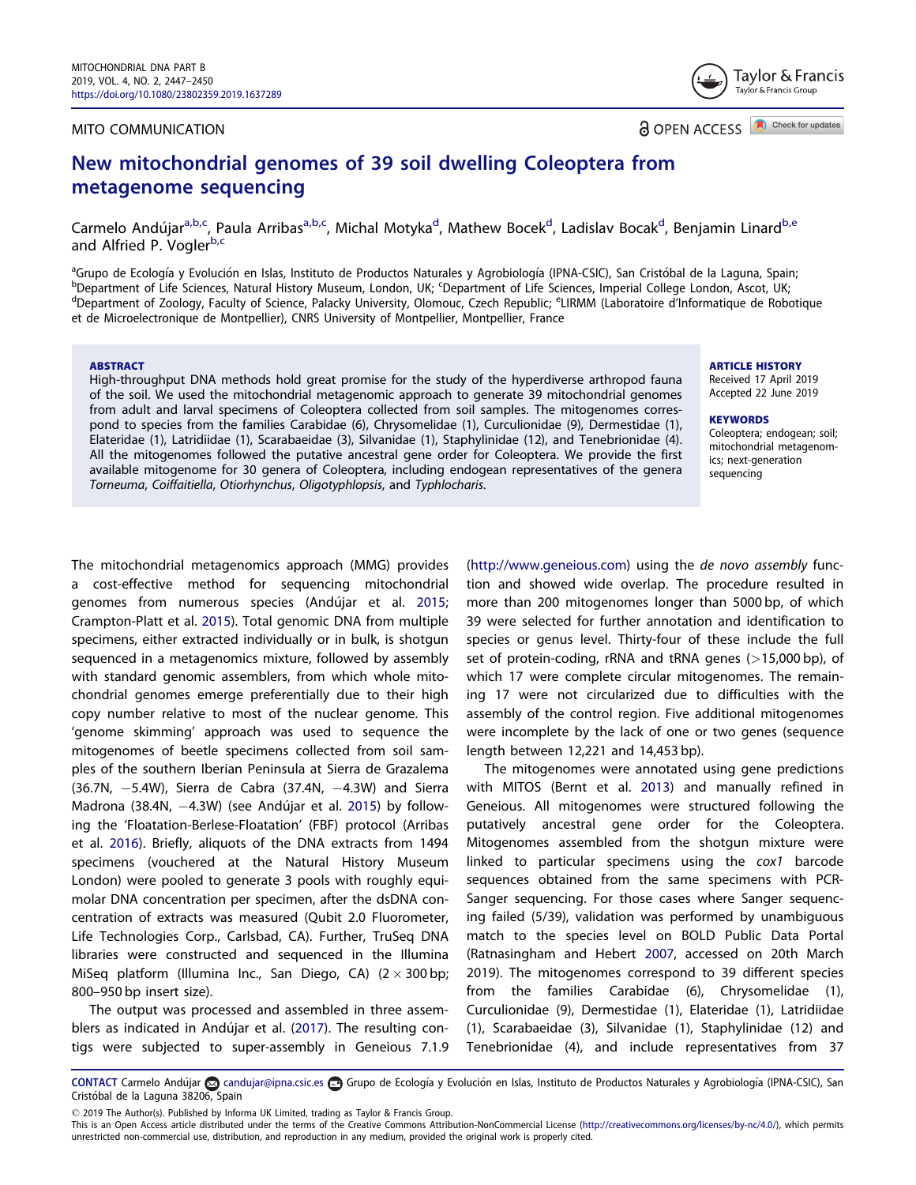MITO COMMUNICATION

OPEN ACCESS

# New mitochondrial genomes of 39 soil dwelling Coleoptera from metagenome sequencing

Carmelo Andújar[a,b,c], Paula Arribas[a,b,c], Michal Motyka[d], Mathew Bocek[d], Ladislav Bocak[d], Benjamin Linard[b,e] and Alfried P. Vogler[b,c]

[a]Grupo de Ecología y Evolución en Islas, Instituto de Productos Naturales y Agrobiología (IPNA-CSIC), San Cristóbal de la Laguna, Spain; [b]Department of Life Sciences, Natural History Museum, London, UK; [c]Department of Life Sciences, Imperial College London, Ascot, UK; [d]Department of Zoology, Faculty of Science, Palacky University, Olomouc, Czech Republic; [e]LIRMM (Laboratoire d'Informatique de Robotique et de Microelectronique de Montpellier), CNRS University of Montpellier, Montpellier, France

## ABSTRACT

High-throughput DNA methods hold great promise for the study of the hyperdiverse arthropod fauna of the soil. We used the mitochondrial metagenomic approach to generate 39 mitochondrial genomes from adult and larval specimens of Coleoptera collected from soil samples. The mitogenomes correspond to species from the families Carabidae (6), Chrysomelidae (1), Curculionidae (9), Dermestidae (1), Elateridae (1), Latridiidae (1), Scarabaeidae (3), Silvanidae (1), Staphylinidae (12), and Tenebrionidae (4). All the mitogenomes followed the putative ancestral gene order for Coleoptera. We provide the first available mitogenome for 30 genera of Coleoptera, including endogean representatives of the genera *Torneuma*, *Coiffaitiella*, *Otiorhynchus*, *Oligotyphlopsis*, and *Typhlocharis*.

## ARTICLE HISTORY

Received 17 April 2019
Accepted 22 June 2019

## KEYWORDS

Coleoptera; endogean; soil; mitochondrial metagenomics; next-generation sequencing

The mitochondrial metagenomics approach (MMG) provides a cost-effective method for sequencing mitochondrial genomes from numerous species (Andújar et al. 2015; Crampton-Platt et al. 2015). Total genomic DNA from multiple specimens, either extracted individually or in bulk, is shotgun sequenced in a metagenomics mixture, followed by assembly with standard genomic assemblers, from which whole mitochondrial genomes emerge preferentially due to their high copy number relative to most of the nuclear genome. This 'genome skimming' approach was used to sequence the mitogenomes of beetle specimens collected from soil samples of the southern Iberian Peninsula at Sierra de Grazalema (36.7N, −5.4W), Sierra de Cabra (37.4N, −4.3W) and Sierra Madrona (38.4N, −4.3W) (see Andújar et al. 2015) by following the 'Floatation-Berlese-Floatation' (FBF) protocol (Arribas et al. 2016). Briefly, aliquots of the DNA extracts from 1494 specimens (vouchered at the Natural History Museum London) were pooled to generate 3 pools with roughly equimolar DNA concentration per specimen, after the dsDNA concentration of extracts was measured (Qubit 2.0 Fluorometer, Life Technologies Corp., Carlsbad, CA). Further, TruSeq DNA libraries were constructed and sequenced in the Illumina MiSeq platform (Illumina Inc., San Diego, CA) (2 × 300 bp; 800–950 bp insert size).

The output was processed and assembled in three assemblers as indicated in Andújar et al. (2017). The resulting contigs were subjected to super-assembly in Geneious 7.1.9 (http://www.geneious.com) using the *de novo assembly* function and showed wide overlap. The procedure resulted in more than 200 mitogenomes longer than 5000 bp, of which 39 were selected for further annotation and identification to species or genus level. Thirty-four of these include the full set of protein-coding, rRNA and tRNA genes (>15,000 bp), of which 17 were complete circular mitogenomes. The remaining 17 were not circularized due to difficulties with the assembly of the control region. Five additional mitogenomes were incomplete by the lack of one or two genes (sequence length between 12,221 and 14,453 bp).

The mitogenomes were annotated using gene predictions with MITOS (Bernt et al. 2013) and manually refined in Geneious. All mitogenomes were structured following the putatively ancestral gene order for the Coleoptera. Mitogenomes assembled from the shotgun mixture were linked to particular specimens using the *cox1* barcode sequences obtained from the same specimens with PCR-Sanger sequencing. For those cases where Sanger sequencing failed (5/39), validation was performed by unambiguous match to the species level on BOLD Public Data Portal (Ratnasingham and Hebert 2007, accessed on 20th March 2019). The mitogenomes correspond to 39 different species from the families Carabidae (6), Chrysomelidae (1), Curculionidae (9), Dermestidae (1), Elateridae (1), Latridiidae (1), Scarabaeidae (3), Silvanidae (1), Staphylinidae (12) and Tenebrionidae (4), and include representatives from 37

CONTACT Carmelo Andújar candujar@ipna.csic.es Grupo de Ecología y Evolución en Islas, Instituto de Productos Naturales y Agrobiología (IPNA-CSIC), San Cristóbal de la Laguna 38206, Spain

© 2019 The Author(s). Published by Informa UK Limited, trading as Taylor & Francis Group.
This is an Open Access article distributed under the terms of the Creative Commons Attribution-NonCommercial License (http://creativecommons.org/licenses/by-nc/4.0/), which permits unrestricted non-commercial use, distribution, and reproduction in any medium, provided the original work is properly cited.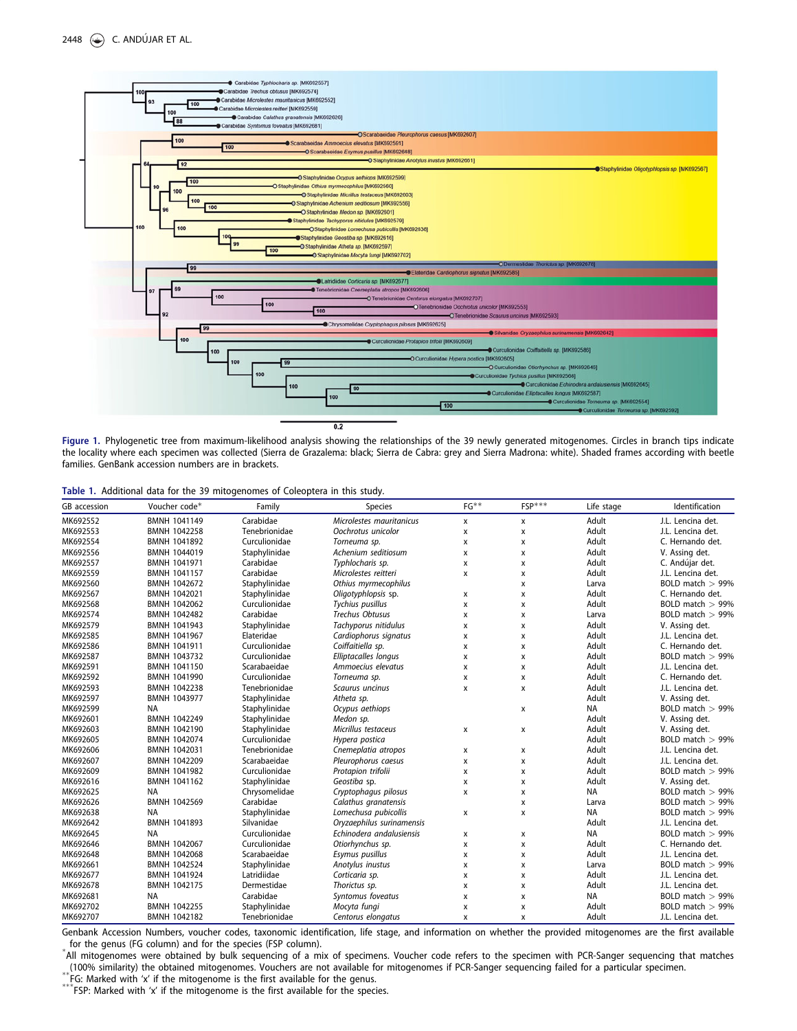**Figure 1.** Phylogenetic tree from maximum-likelihood analysis showing the relationships of the 39 newly generated mitogenomes. Circles in branch tips indicate the locality where each specimen was collected (Sierra de Grazalema: black; Sierra de Cabra: grey and Sierra Madrona: white). Shaded frames according with beetle families. GenBank accession numbers are in brackets.

**Table 1.** Additional data for the 39 mitogenomes of Coleoptera in this study.

| GB accession | Voucher code* | Family | Species | FG** | FSP*** | Life stage | Identification |
|---|---|---|---|---|---|---|---|
| MK692552 | BMNH 1041149 | Carabidae | *Microlestes mauritanicus* | x | x | Adult | J.L. Lencina det. |
| MK692553 | BMNH 1042258 | Tenebrionidae | *Oochrotus unicolor* | x | x | Adult | J.L. Lencina det. |
| MK692554 | BMNH 1041892 | Curculionidae | *Torneuma* sp. | x | x | Adult | C. Hernando det. |
| MK692556 | BMNH 1044019 | Staphylinidae | *Achenium seditiosum* | x | x | Adult | V. Assing det. |
| MK692557 | BMNH 1041971 | Carabidae | *Typhlocharis* sp. | x | x | Adult | C. Andújar det. |
| MK692559 | BMNH 1041157 | Carabidae | *Microlestes reitteri* | x | x | Adult | J.L. Lencina det. |
| MK692560 | BMNH 1042672 | Staphylinidae | *Othius myrmecophilus* | | x | Larva | BOLD match > 99% |
| MK692567 | BMNH 1042021 | Staphylinidae | *Oligotyphlopsis* sp. | x | x | Adult | C. Hernando det. |
| MK692568 | BMNH 1042062 | Curculionidae | *Tychius pusillus* | x | x | Adult | BOLD match > 99% |
| MK692574 | BMNH 1042482 | Carabidae | *Trechus Obtusus* | x | x | Larva | BOLD match > 99% |
| MK692579 | BMNH 1041943 | Staphylinidae | *Tachyporus nitidulus* | x | x | Adult | V. Assing det. |
| MK692585 | BMNH 1041967 | Elateridae | *Cardiophorus signatus* | x | x | Adult | J.L. Lencina det. |
| MK692586 | BMNH 1041911 | Curculionidae | *Coiffaitiella* sp. | x | x | Adult | C. Hernando det. |
| MK692587 | BMNH 1043732 | Curculionidae | *Elliptacalles longus* | x | x | Adult | BOLD match > 99% |
| MK692591 | BMNH 1041150 | Scarabaeidae | *Ammoecius elevatus* | x | x | Adult | J.L. Lencina det. |
| MK692592 | BMNH 1041990 | Curculionidae | *Torneuma* sp. | x | x | Adult | C. Hernando det. |
| MK692593 | BMNH 1042238 | Tenebrionidae | *Scaurus uncinus* | x | x | Adult | J.L. Lencina det. |
| MK692597 | BMNH 1043977 | Staphylinidae | *Atheta* sp. | | | Adult | V. Assing det. |
| MK692599 | NA | Staphylinidae | *Ocypus aethiops* | | x | NA | BOLD match > 99% |
| MK692601 | BMNH 1042249 | Staphylinidae | *Medon* sp. | | | Adult | V. Assing det. |
| MK692603 | BMNH 1042190 | Staphylinidae | *Micrillus testaceus* | x | x | Adult | V. Assing det. |
| MK692605 | BMNH 1042074 | Curculionidae | *Hypera postica* | | | Adult | BOLD match > 99% |
| MK692606 | BMNH 1042031 | Tenebrionidae | *Cnemeplatia atropos* | x | x | Adult | J.L. Lencina det. |
| MK692607 | BMNH 1042209 | Scarabaeidae | *Pleurophorus caesus* | x | x | Adult | J.L. Lencina det. |
| MK692609 | BMNH 1041982 | Curculionidae | *Protapion trifolii* | x | x | Adult | BOLD match > 99% |
| MK692616 | BMNH 1041162 | Staphylinidae | *Geostiba* sp. | x | x | Adult | V. Assing det. |
| MK692625 | NA | Chrysomelidae | *Cryptophagus pilosus* | x | x | NA | BOLD match > 99% |
| MK692626 | BMNH 1042569 | Carabidae | *Calathus granatensis* | | x | Larva | BOLD match > 99% |
| MK692638 | NA | Staphylinidae | *Lomechusa pubicollis* | x | x | NA | BOLD match > 99% |
| MK692642 | BMNH 1041893 | Silvanidae | *Oryzaephilus surinamensis* | | | Adult | J.L. Lencina det. |
| MK692645 | NA | Curculionidae | *Echinodera andalusiensis* | x | x | NA | BOLD match > 99% |
| MK692646 | BMNH 1042067 | Curculionidae | *Otiorhynchus* sp. | x | x | Adult | C. Hernando det. |
| MK692648 | BMNH 1042068 | Scarabaeidae | *Esymus pusillus* | x | x | Adult | J.L. Lencina det. |
| MK692661 | BMNH 1042524 | Staphylinidae | *Anotylus inustus* | x | x | Larva | BOLD match > 99% |
| MK692677 | BMNH 1041924 | Latridiidae | *Corticaria* sp. | x | x | Adult | J.L. Lencina det. |
| MK692678 | BMNH 1042175 | Dermestidae | *Thorictus* sp. | x | x | Adult | J.L. Lencina det. |
| MK692681 | NA | Carabidae | *Syntomus foveatus* | x | x | NA | BOLD match > 99% |
| MK692702 | BMNH 1042255 | Staphylinidae | *Mocyta fungi* | x | x | Adult | BOLD match > 99% |
| MK692707 | BMNH 1042182 | Tenebrionidae | *Centorus elongatus* | x | x | Adult | J.L. Lencina det. |

Genbank Accession Numbers, voucher codes, taxonomic identification, life stage, and information on whether the provided mitogenomes are the first available for the genus (FG column) and for the species (FSP column).

*All mitogenomes were obtained by bulk sequencing of a mix of specimens. Voucher code refers to the specimen with PCR-Sanger sequencing that matches (100% similarity) the obtained mitogenomes. Vouchers are not available for mitogenomes if PCR-Sanger sequencing failed for a particular specimen.

**FG: Marked with 'x' if the mitogenome is the first available for the genus.

***FSP: Marked with 'x' if the mitogenome is the first available for the species.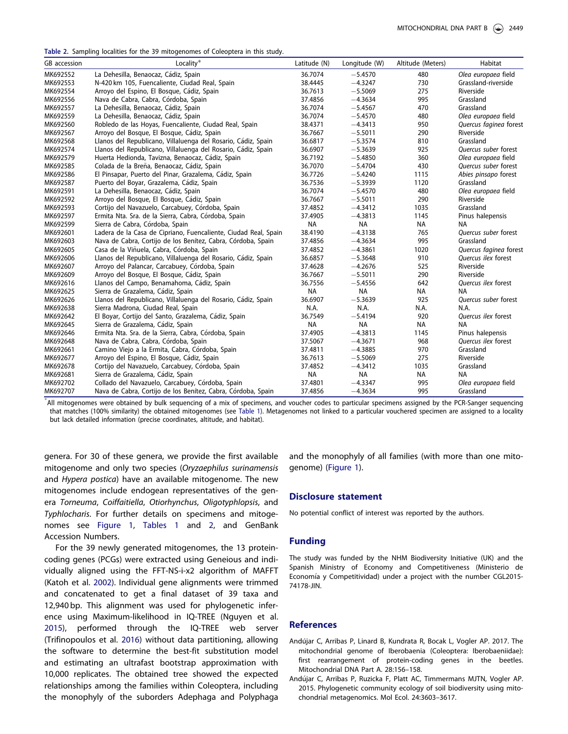**Table 2.** Sampling localities for the 39 mitogenomes of Coleoptera in this study.

| GB accession | Locality* | Latitude (N) | Longitude (W) | Altitude (Meters) | Habitat |
|---|---|---|---|---|---|
| MK692552 | La Dehesilla, Benaocaz, Cádiz, Spain | 36.7074 | −5.4570 | 480 | *Olea europaea* field |
| MK692553 | N-420 km 105, Fuencaliente, Ciudad Real, Spain | 38.4445 | −4.3247 | 730 | Grassland-riverside |
| MK692554 | Arroyo del Espino, El Bosque, Cádiz, Spain | 36.7613 | −5.5069 | 275 | Riverside |
| MK692556 | Nava de Cabra, Cabra, Córdoba, Spain | 37.4856 | −4.3634 | 995 | Grassland |
| MK692557 | La Dehesilla, Benaocaz, Cádiz, Spain | 36.7074 | −5.4567 | 470 | Grassland |
| MK692559 | La Dehesilla, Benaocaz, Cádiz, Spain | 36.7074 | −5.4570 | 480 | *Olea europaea* field |
| MK692560 | Robledo de las Hoyas, Fuencaliente, Ciudad Real, Spain | 38.4371 | −4.3413 | 950 | *Quercus faginea* forest |
| MK692567 | Arroyo del Bosque, El Bosque, Cádiz, Spain | 36.7667 | −5.5011 | 290 | Riverside |
| MK692568 | Llanos del Republicano, Villaluenga del Rosario, Cádiz, Spain | 36.6817 | −5.3574 | 810 | Grassland |
| MK692574 | Llanos del Republicano, Villaluenga del Rosario, Cádiz, Spain | 36.6907 | −5.3639 | 925 | *Quercus suber* forest |
| MK692579 | Huerta Hedionda, Tavizna, Benaocaz, Cádiz, Spain | 36.7192 | −5.4850 | 360 | *Olea europaea* field |
| MK692585 | Colada de la Breña, Benaocaz, Cádiz, Spain | 36.7070 | −5.4704 | 430 | *Quercus suber* forest |
| MK692586 | El Pinsapar, Puerto del Pinar, Grazalema, Cádiz, Spain | 36.7726 | −5.4240 | 1115 | *Abies pinsapo* forest |
| MK692587 | Puerto del Boyar, Grazalema, Cádiz, Spain | 36.7536 | −5.3939 | 1120 | Grassland |
| MK692591 | La Dehesilla, Benaocaz, Cádiz, Spain | 36.7074 | −5.4570 | 480 | *Olea europaea* field |
| MK692592 | Arroyo del Bosque, El Bosque, Cádiz, Spain | 36.7667 | −5.5011 | 290 | Riverside |
| MK692593 | Cortijo del Navazuelo, Carcabuey, Córdoba, Spain | 37.4852 | −4.3412 | 1035 | Grassland |
| MK692597 | Ermita Nta. Sra. de la Sierra, Cabra, Córdoba, Spain | 37.4905 | −4.3813 | 1145 | Pinus halepensis |
| MK692599 | Sierra de Cabra, Córdoba, Spain | NA | NA | NA | NA |
| MK692601 | Ladera de la Casa de Cipriano, Fuencaliente, Ciudad Real, Spain | 38.4190 | −4.3138 | 765 | *Quercus suber* forest |
| MK692603 | Nava de Cabra, Cortijo de los Benítez, Cabra, Córdoba, Spain | 37.4856 | −4.3634 | 995 | Grassland |
| MK692605 | Casa de la Viñuela, Cabra, Córdoba, Spain | 37.4852 | −4.3861 | 1020 | *Quercus faginea* forest |
| MK692606 | Llanos del Republicano, Villaluenga del Rosario, Cádiz, Spain | 36.6857 | −5.3648 | 910 | *Quercus ilex* forest |
| MK692607 | Arroyo del Palancar, Carcabuey, Córdoba, Spain | 37.4628 | −4.2676 | 525 | Riverside |
| MK692609 | Arroyo del Bosque, El Bosque, Cádiz, Spain | 36.7667 | −5.5011 | 290 | Riverside |
| MK692616 | Llanos del Campo, Benamahoma, Cádiz, Spain | 36.7556 | −5.4556 | 642 | *Quercus ilex* forest |
| MK692625 | Sierra de Grazalema, Cádiz, Spain | NA | NA | NA | NA |
| MK692626 | Llanos del Republicano, Villaluenga del Rosario, Cádiz, Spain | 36.6907 | −5.3639 | 925 | *Quercus suber* forest |
| MK692638 | Sierra Madrona, Ciudad Real, Spain | N.A. | N.A. | N.A. | N.A. |
| MK692642 | El Boyar, Cortijo del Santo, Grazalema, Cádiz, Spain | 36.7549 | −5.4194 | 920 | *Quercus ilex* forest |
| MK692645 | Sierra de Grazalema, Cádiz, Spain | NA | NA | NA | NA |
| MK692646 | Ermita Nta. Sra. de la Sierra, Cabra, Córdoba, Spain | 37.4905 | −4.3813 | 1145 | Pinus halepensis |
| MK692648 | Nava de Cabra, Cabra, Córdoba, Spain | 37.5067 | −4.3671 | 968 | *Quercus ilex* forest |
| MK692661 | Camino Viejo a la Ermita, Cabra, Córdoba, Spain | 37.4811 | −4.3885 | 970 | Grassland |
| MK692677 | Arroyo del Espino, El Bosque, Cádiz, Spain | 36.7613 | −5.5069 | 275 | Riverside |
| MK692678 | Cortijo del Navazuelo, Carcabuey, Córdoba, Spain | 37.4852 | −4.3412 | 1035 | Grassland |
| MK692681 | Sierra de Grazalema, Cádiz, Spain | NA | NA | NA | NA |
| MK692702 | Collado del Navazuelo, Carcabuey, Córdoba, Spain | 37.4801 | −4.3347 | 995 | *Olea europaea* field |
| MK692707 | Nava de Cabra, Cortijo de los Benítez, Cabra, Córdoba, Spain | 37.4856 | −4.3634 | 995 | Grassland |

*All mitogenomes were obtained by bulk sequencing of a mix of specimens, and voucher codes to particular specimens assigned by the PCR-Sanger sequencing that matches (100% similarity) the obtained mitogenomes (see Table 1). Metagenomes not linked to a particular vouchered specimen are assigned to a locality but lack detailed information (precise coordinates, altitude, and habitat).

genera. For 30 of these genera, we provide the first available mitogenome and only two species (*Oryzaephilus surinamensis* and *Hypera postica*) have an available mitogenome. The new mitogenomes include endogean representatives of the genera *Torneuma*, *Coiffaitiella*, *Otiorhynchus*, *Oligotyphlopsis*, and *Typhlocharis*. For further details on specimens and mitogenomes see Figure 1, Tables 1 and 2, and GenBank Accession Numbers.

For the 39 newly generated mitogenomes, the 13 protein-coding genes (PCGs) were extracted using Geneious and individually aligned using the FFT-NS-i-x2 algorithm of MAFFT (Katoh et al. 2002). Individual gene alignments were trimmed and concatenated to get a final dataset of 39 taxa and 12,940 bp. This alignment was used for phylogenetic inference using Maximum-likelihood in IQ-TREE (Nguyen et al. 2015), performed through the IQ-TREE web server (Trifinopoulos et al. 2016) without data partitioning, allowing the software to determine the best-fit substitution model and estimating an ultrafast bootstrap approximation with 10,000 replicates. The obtained tree showed the expected relationships among the families within Coleoptera, including the monophyly of the suborders Adephaga and Polyphaga and the monophyly of all families (with more than one mitogenome) (Figure 1).

## Disclosure statement

No potential conflict of interest was reported by the authors.

## Funding

The study was funded by the NHM Biodiversity Initiative (UK) and the Spanish Ministry of Economy and Competitiveness (Ministerio de Economía y Competitividad) under a project with the number CGL2015-74178-JIN.

## References

Andújar C, Arribas P, Linard B, Kundrata R, Bocak L, Vogler AP. 2017. The mitochondrial genome of Iberobaenia (Coleoptera: Iberobaeniidae): first rearrangement of protein-coding genes in the beetles. Mitochondrial DNA Part A. 28:156–158.

Andújar C, Arribas P, Ruzicka F, Platt AC, Timmermans MJTN, Vogler AP. 2015. Phylogenetic community ecology of soil biodiversity using mitochondrial metagenomics. Mol Ecol. 24:3603–3617.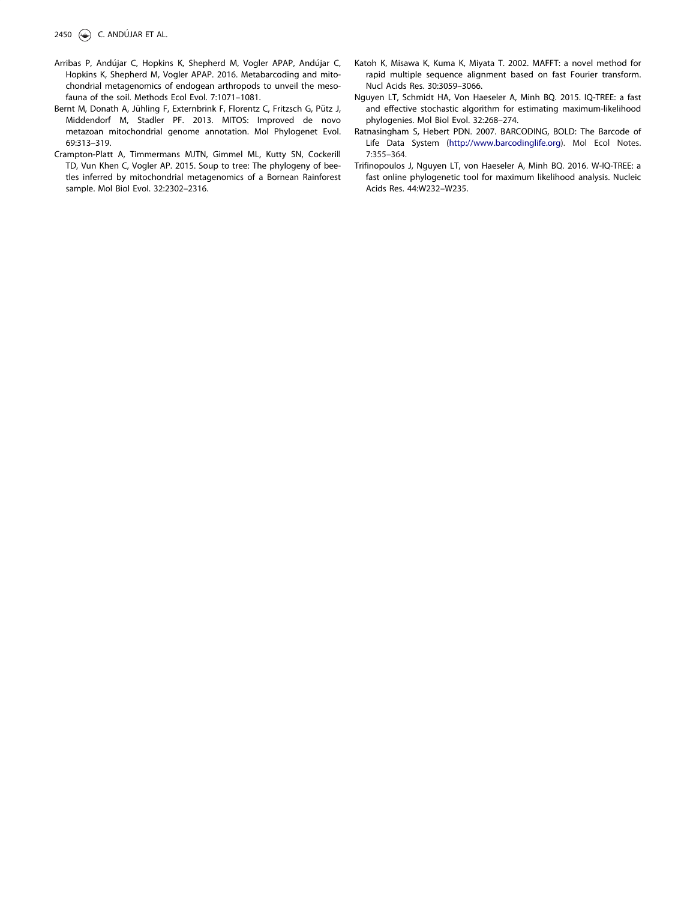Arribas P, Andújar C, Hopkins K, Shepherd M, Vogler APAP, Andújar C, Hopkins K, Shepherd M, Vogler APAP. 2016. Metabarcoding and mitochondrial metagenomics of endogean arthropods to unveil the mesofauna of the soil. Methods Ecol Evol. 7:1071–1081.

Bernt M, Donath A, Jühling F, Externbrink F, Florentz C, Fritzsch G, Pütz J, Middendorf M, Stadler PF. 2013. MITOS: Improved de novo metazoan mitochondrial genome annotation. Mol Phylogenet Evol. 69:313–319.

Crampton-Platt A, Timmermans MJTN, Gimmel ML, Kutty SN, Cockerill TD, Vun Khen C, Vogler AP. 2015. Soup to tree: The phylogeny of beetles inferred by mitochondrial metagenomics of a Bornean Rainforest sample. Mol Biol Evol. 32:2302–2316.

Katoh K, Misawa K, Kuma K, Miyata T. 2002. MAFFT: a novel method for rapid multiple sequence alignment based on fast Fourier transform. Nucl Acids Res. 30:3059–3066.

Nguyen LT, Schmidt HA, Von Haeseler A, Minh BQ. 2015. IQ-TREE: a fast and effective stochastic algorithm for estimating maximum-likelihood phylogenies. Mol Biol Evol. 32:268–274.

Ratnasingham S, Hebert PDN. 2007. BARCODING, BOLD: The Barcode of Life Data System (http://www.barcodinglife.org). Mol Ecol Notes. 7:355–364.

Trifinopoulos J, Nguyen LT, von Haeseler A, Minh BQ. 2016. W-IQ-TREE: a fast online phylogenetic tool for maximum likelihood analysis. Nucleic Acids Res. 44:W232–W235.